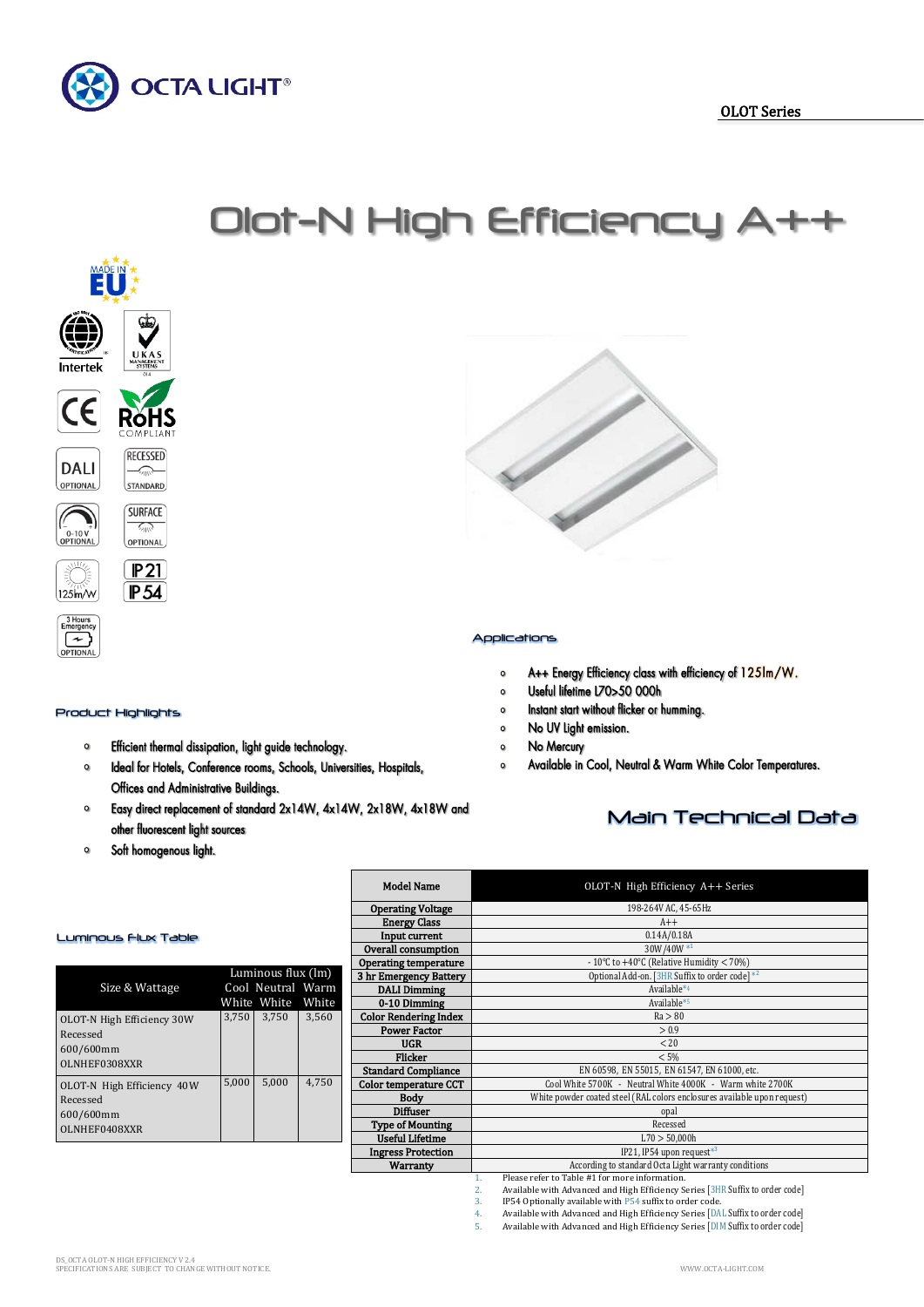# Olot-N High Efficiency A++

## Applications

- A++ Energy Efficiency class with efficiency of 125lm/W.
- Useful lifetime L70>50 000h
- Instant start without flicker or humming.
- No UV light emission.
- No Mercury
- Available in Cool, Neutral & Warm White Color Temperatures.

## Product Highlights

- Efficient thermal dissipation, light guide technology.
- Ideal for Hotels, Conference rooms, Schools, Universities, Hospitals, Offices and Administrative Buildings.
- Easy direct replacement of standard 2x14W, 4x14W, 2x18W, 4x18W and other fluorescent light sources
- Soft homogenous light.

## Main Technical Data

| Model Name | OLOT-N High Efficiency A++ Series |
|---|---|
| Operating Voltage | 198-264V AC, 45-65Hz |
| Energy Class | A++ |
| Input current | 0.14A/0.18A |
| Overall consumption | 30W/40W *1 |
| Operating temperature | - 10°C to +40°C (Relative Humidity < 70%) |
| 3 hr Emergency Battery | Optional Add-on. [3HR Suffix to order code] *2 |
| DALI Dimming | Available*4 |
| 0-10 Dimming | Available*5 |
| Color Rendering Index | Ra > 80 |
| Power Factor | > 0.9 |
| UGR | < 20 |
| Flicker | < 5% |
| Standard Compliance | EN 60598, EN 55015, EN 61547, EN 61000, etc. |
| Color temperature CCT | Cool White 5700K - Neutral White 4000K - Warm white 2700K |
| Body | White powder coated steel (RAL colors enclosures available upon request) |
| Diffuser | opal |
| Type of Mounting | Recessed |
| Useful Lifetime | L70 > 50,000h |
| Ingress Protection | IP21, IP54 upon request*3 |
| Warranty | According to standard Octa Light warranty conditions |

1. Please refer to Table #1 for more information.
2. Available with Advanced and High Efficiency Series [3HR Suffix to order code]
3. IP54 Optionally available with P54 suffix to order code.
4. Available with Advanced and High Efficiency Series [DAL Suffix to order code]
5. Available with Advanced and High Efficiency Series [DIM Suffix to order code]

## Luminous Flux Table

| Size & Wattage | Luminous flux (lm) Cool White | Neutral White | Warm White |
|---|---|---|---|
| OLOT-N High Efficiency 30W Recessed 600/600mm OLNHEF0308XXR | 3,750 | 3,750 | 3,560 |
| OLOT-N High Efficiency 40W Recessed 600/600mm OLNHEF0408XXR | 5,000 | 5,000 | 4,750 |

DS_OCTA OLOT-N HIGH EFFICIENCY V 2.4
SPECIFICATIONS ARE SUBJECT TO CHANGE WITHOUT NOTICE.

WWW.OCTA-LIGHT.COM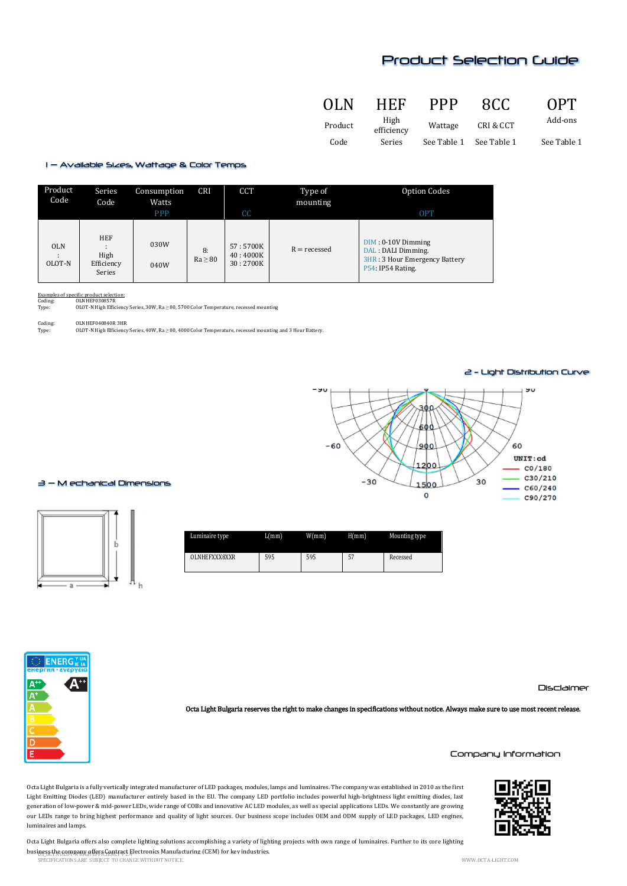# Product Selection Guide

| OLN | HEF | PPP | 8CC | OPT |
|---|---|---|---|---|
| Product Code | High efficiency Series | Wattage See Table 1 | CRI & CCT See Table 1 | Add-ons See Table 1 |

## 1 – Available Sizes, Wattage & Color Temps

| Product Code | Series Code | Consumption Watts PPP | CRI | CCT CC | Type of mounting | Option Codes OPT |
|---|---|---|---|---|---|---|
| OLN : OLOT-N | HEF : High Efficiency Series | 030W 040W | 8: Ra ≥ 80 | 57 : 5700K 40 : 4000K 30 : 2700K | R = recessed | DIM : 0-10V Dimming DAL : DALI Dimming. 3HR : 3 Hour Emergency Battery P54: IP54 Rating. |

Examples of specific product selection:

Coding: OLNHEF030857R
Type: OLOT-N High Efficiency Series, 30W, Ra ≥ 80, 5700 Color Temperature, recessed mounting

Coding: OLNHEF040840R 3HR
Type: OLOT-N High Efficiency Series, 40W, Ra ≥ 80, 4000 Color Temperature, recessed mounting and 3 Hour Battery.

## 2 - Light Distribution Curve

-90 90 -60 60 -30 30 0
300 600 900 1200 1500
UNIT:cd
C0/180
C30/210
C60/240
C90/270

## 3 – Mechanical Dimensions

a b h

| Luminaire type | L(mm) | W(mm) | H(mm) | Mounting type |
|---|---|---|---|---|
| OLNHEFXXX8XXR | 595 | 595 | 57 | Recessed |

ENERGY A++ A+ A B C D E

## Disclaimer

**Octa Light Bulgaria reserves the right to make changes in specifications without notice. Always make sure to use most recent release.**

## Company Information

Octa Light Bulgaria is a fully vertically integrated manufacturer of LED packages, modules, lamps and luminaires. The company was established in 2010 as the first Light Emitting Diodes (LED) manufacturer entirely based in the EU. The company LED portfolio includes powerful high-brightness light emitting diodes, last generation of low-power & mid-power LEDs, wide range of COBs and innovative AC LED modules, as well as special applications LEDs. We constantly are growing our LEDs range to bring highest performance and quality of light sources. Our business scope includes OEM and ODM supply of LED packages, LED engines, luminaires and lamps.

Octa Light Bulgaria offers also complete lighting solutions accomplishing a variety of lighting projects with own range of luminaires. Further to its core lighting business the company offers Contract Electronics Manufacturing (CEM) for key industries.

SPECIFICATIONS ARE SUBJECT TO CHANGE WITHOUT NOTICE.

WWW.OCTA-LIGHT.COM